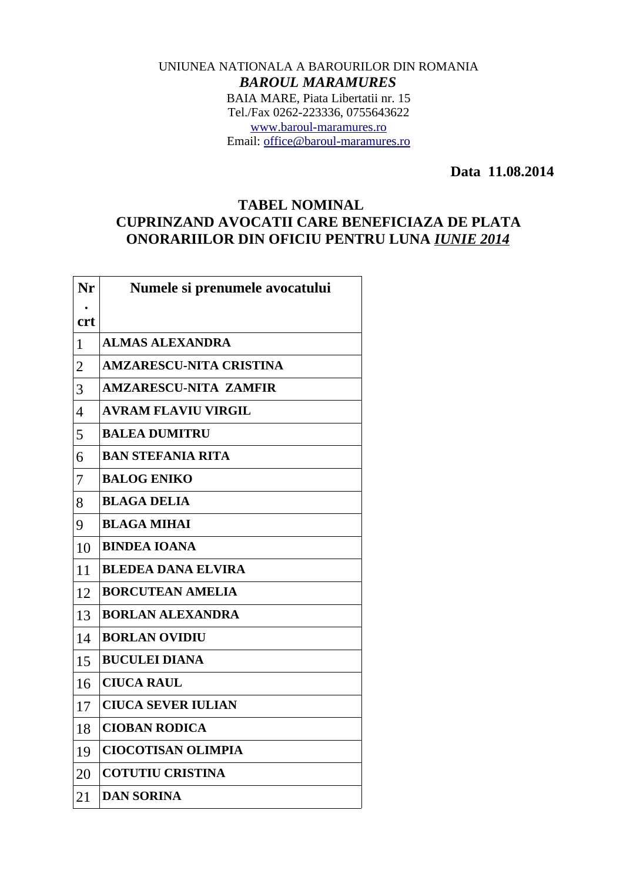UNIUNEA NATIONALA A BAROURILOR DIN ROMANIA

***BAROUL MARAMURES***

BAIA MARE, Piata Libertatii nr. 15

Tel./Fax 0262-223336, 0755643622

www.baroul-maramures.ro

Email: office@baroul-maramures.ro

**Data 11.08.2014**

## TABEL NOMINAL
## CUPRINZAND AVOCATII CARE BENEFICIAZA DE PLATA ONORARIILOR DIN OFICIU PENTRU LUNA *IUNIE 2014*

| Nr. crt | Numele si prenumele avocatului |
|---|---|
| 1 | **ALMAS ALEXANDRA** |
| 2 | **AMZARESCU-NITA CRISTINA** |
| 3 | **AMZARESCU-NITA ZAMFIR** |
| 4 | **AVRAM FLAVIU VIRGIL** |
| 5 | **BALEA DUMITRU** |
| 6 | **BAN STEFANIA RITA** |
| 7 | **BALOG ENIKO** |
| 8 | **BLAGA DELIA** |
| 9 | **BLAGA MIHAI** |
| 10 | **BINDEA IOANA** |
| 11 | **BLEDEA DANA ELVIRA** |
| 12 | **BORCUTEAN AMELIA** |
| 13 | **BORLAN ALEXANDRA** |
| 14 | **BORLAN OVIDIU** |
| 15 | **BUCULEI DIANA** |
| 16 | **CIUCA RAUL** |
| 17 | **CIUCA SEVER IULIAN** |
| 18 | **CIOBAN RODICA** |
| 19 | **CIOCOTISAN OLIMPIA** |
| 20 | **COTUTIU CRISTINA** |
| 21 | **DAN SORINA** |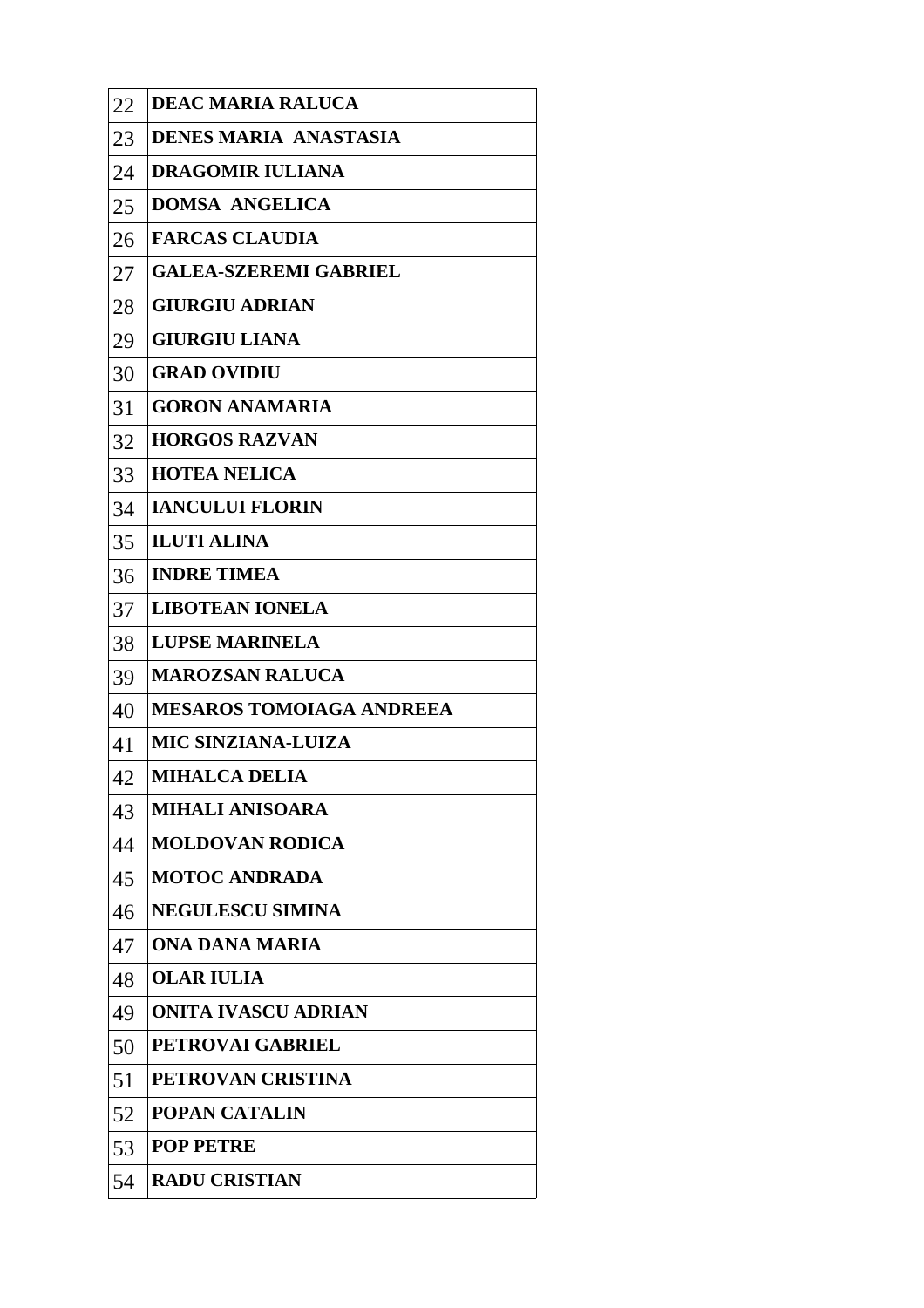| 22 | **DEAC MARIA RALUCA** |
|---|---|
| 23 | **DENES MARIA  ANASTASIA** |
| 24 | **DRAGOMIR IULIANA** |
| 25 | **DOMSA  ANGELICA** |
| 26 | **FARCAS CLAUDIA** |
| 27 | **GALEA-SZEREMI GABRIEL** |
| 28 | **GIURGIU ADRIAN** |
| 29 | **GIURGIU LIANA** |
| 30 | **GRAD OVIDIU** |
| 31 | **GORON ANAMARIA** |
| 32 | **HORGOS RAZVAN** |
| 33 | **HOTEA NELICA** |
| 34 | **IANCULUI FLORIN** |
| 35 | **ILUTI ALINA** |
| 36 | **INDRE TIMEA** |
| 37 | **LIBOTEAN IONELA** |
| 38 | **LUPSE MARINELA** |
| 39 | **MAROZSAN RALUCA** |
| 40 | **MESAROS TOMOIAGA ANDREEA** |
| 41 | **MIC SINZIANA-LUIZA** |
| 42 | **MIHALCA DELIA** |
| 43 | **MIHALI ANISOARA** |
| 44 | **MOLDOVAN RODICA** |
| 45 | **MOTOC ANDRADA** |
| 46 | **NEGULESCU SIMINA** |
| 47 | **ONA DANA MARIA** |
| 48 | **OLAR IULIA** |
| 49 | **ONITA IVASCU ADRIAN** |
| 50 | **PETROVAI GABRIEL** |
| 51 | **PETROVAN CRISTINA** |
| 52 | **POPAN CATALIN** |
| 53 | **POP PETRE** |
| 54 | **RADU CRISTIAN** |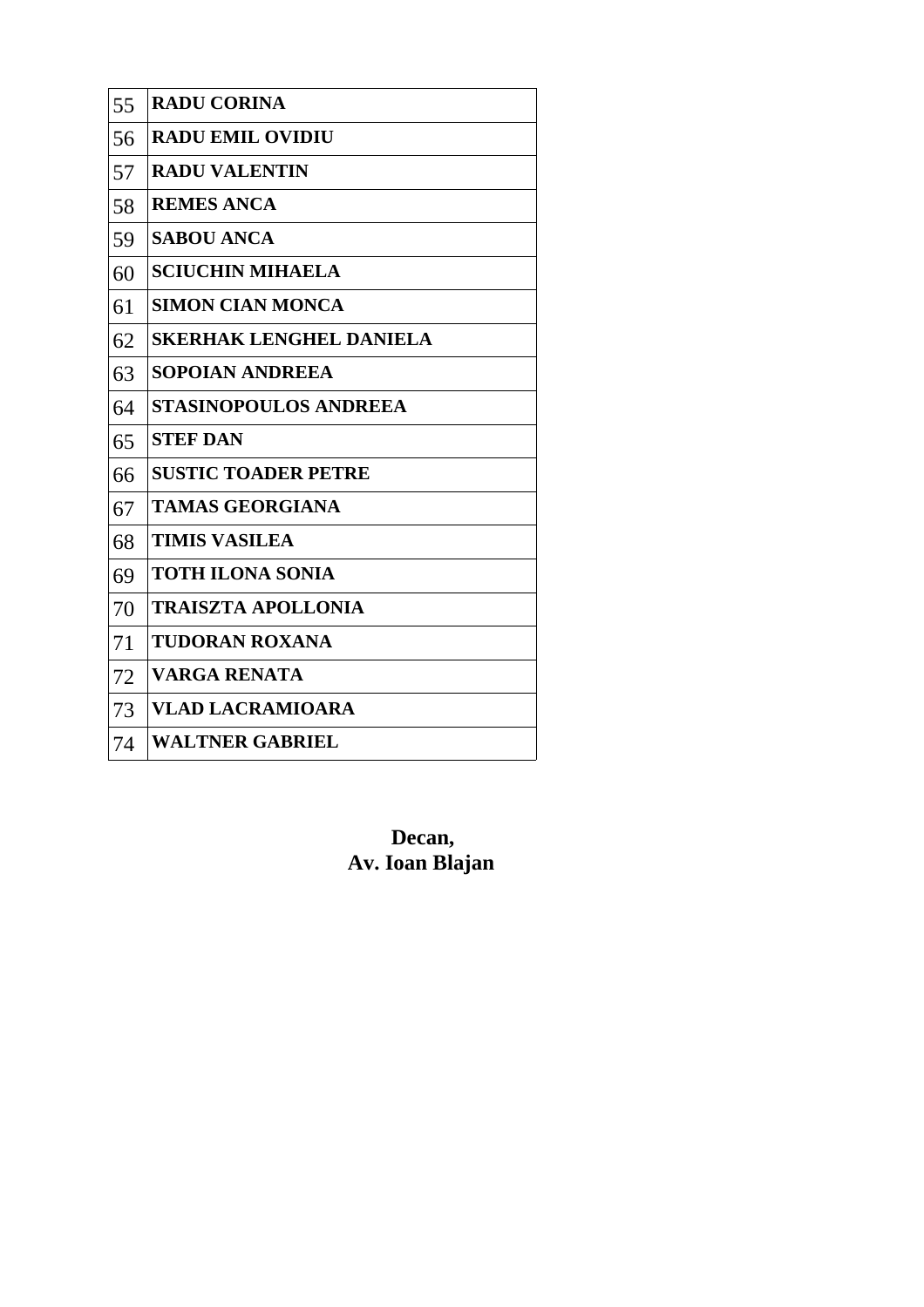| | |
|---|---|
| 55 | **RADU CORINA** |
| 56 | **RADU EMIL OVIDIU** |
| 57 | **RADU VALENTIN** |
| 58 | **REMES ANCA** |
| 59 | **SABOU ANCA** |
| 60 | **SCIUCHIN MIHAELA** |
| 61 | **SIMON CIAN MONCA** |
| 62 | **SKERHAK LENGHEL DANIELA** |
| 63 | **SOPOIAN ANDREEA** |
| 64 | **STASINOPOULOS ANDREEA** |
| 65 | **STEF DAN** |
| 66 | **SUSTIC TOADER PETRE** |
| 67 | **TAMAS GEORGIANA** |
| 68 | **TIMIS VASILEA** |
| 69 | **TOTH ILONA SONIA** |
| 70 | **TRAISZTA APOLLONIA** |
| 71 | **TUDORAN ROXANA** |
| 72 | **VARGA RENATA** |
| 73 | **VLAD LACRAMIOARA** |
| 74 | **WALTNER GABRIEL** |

**Decan,**
**Av. Ioan Blajan**